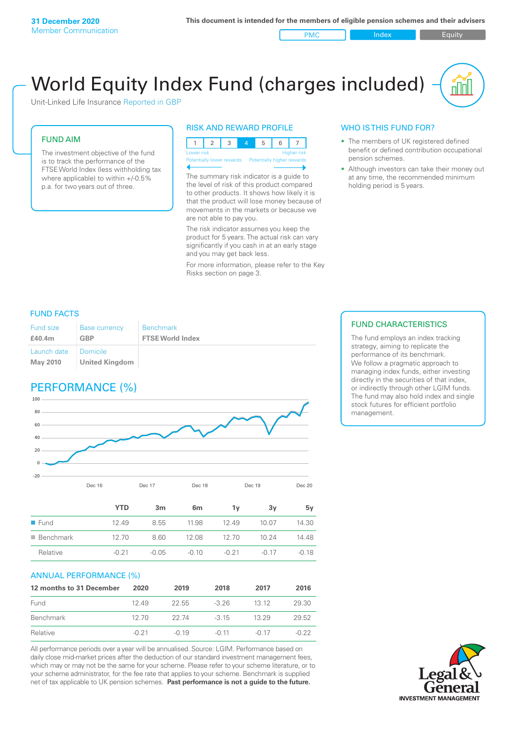**31 December 2020**
Member Communication

**This document is intended for the members of eligible pension schemes and their advisers**

PMC | Index | Equity

# World Equity Index Fund (charges included)

Unit-Linked Life Insurance Reported in GBP

## FUND AIM

The investment objective of the fund is to track the performance of the FTSE World Index (less withholding tax where applicable) to within +/-0.5% p.a. for two years out of three.

## RISK AND REWARD PROFILE

| 1 | 2 | 3 | 4 | 5 | 6 | 7 |
|---|---|---|---|---|---|---|

Lower risk — Higher risk
Potentially lower rewards — Potentially higher rewards

The summary risk indicator is a guide to the level of risk of this product compared to other products. It shows how likely it is that the product will lose money because of movements in the markets or because we are not able to pay you.

The risk indicator assumes you keep the product for 5 years. The actual risk can vary significantly if you cash in at an early stage and you may get back less.

For more information, please refer to the Key Risks section on page 3.

## WHO IS THIS FUND FOR?

- The members of UK registered defined benefit or defined contribution occupational pension schemes.
- Although investors can take their money out at any time, the recommended minimum holding period is 5 years.

## FUND FACTS

| Fund size | Base currency | Benchmark |
|---|---|---|
| **£40.4m** | **GBP** | **FTSE World Index** |
| Launch date | Domicile | |
| **May 2010** | **United Kingdom** | |

## FUND CHARACTERISTICS

The fund employs an index tracking strategy, aiming to replicate the performance of its benchmark. We follow a pragmatic approach to managing index funds, either investing directly in the securities of that index, or indirectly through other LGIM funds. The fund may also hold index and single stock futures for efficient portfolio management.

## PERFORMANCE (%)

| | YTD | 3m | 6m | 1y | 3y | 5y |
|---|---|---|---|---|---|---|
| Fund | 12.49 | 8.55 | 11.98 | 12.49 | 10.07 | 14.30 |
| Benchmark | 12.70 | 8.60 | 12.08 | 12.70 | 10.24 | 14.48 |
| Relative | -0.21 | -0.05 | -0.10 | -0.21 | -0.17 | -0.18 |

## ANNUAL PERFORMANCE (%)

| 12 months to 31 December | 2020 | 2019 | 2018 | 2017 | 2016 |
|---|---|---|---|---|---|
| Fund | 12.49 | 22.55 | -3.26 | 13.12 | 29.30 |
| Benchmark | 12.70 | 22.74 | -3.15 | 13.29 | 29.52 |
| Relative | -0.21 | -0.19 | -0.11 | -0.17 | -0.22 |

All performance periods over a year will be annualised. Source: LGIM. Performance based on daily close mid-market prices after the deduction of our standard investment management fees, which may or may not be the same for your scheme. Please refer to your scheme literature, or to your scheme administrator, for the fee rate that applies to your scheme. Benchmark is supplied net of tax applicable to UK pension schemes. **Past performance is not a guide to the future.**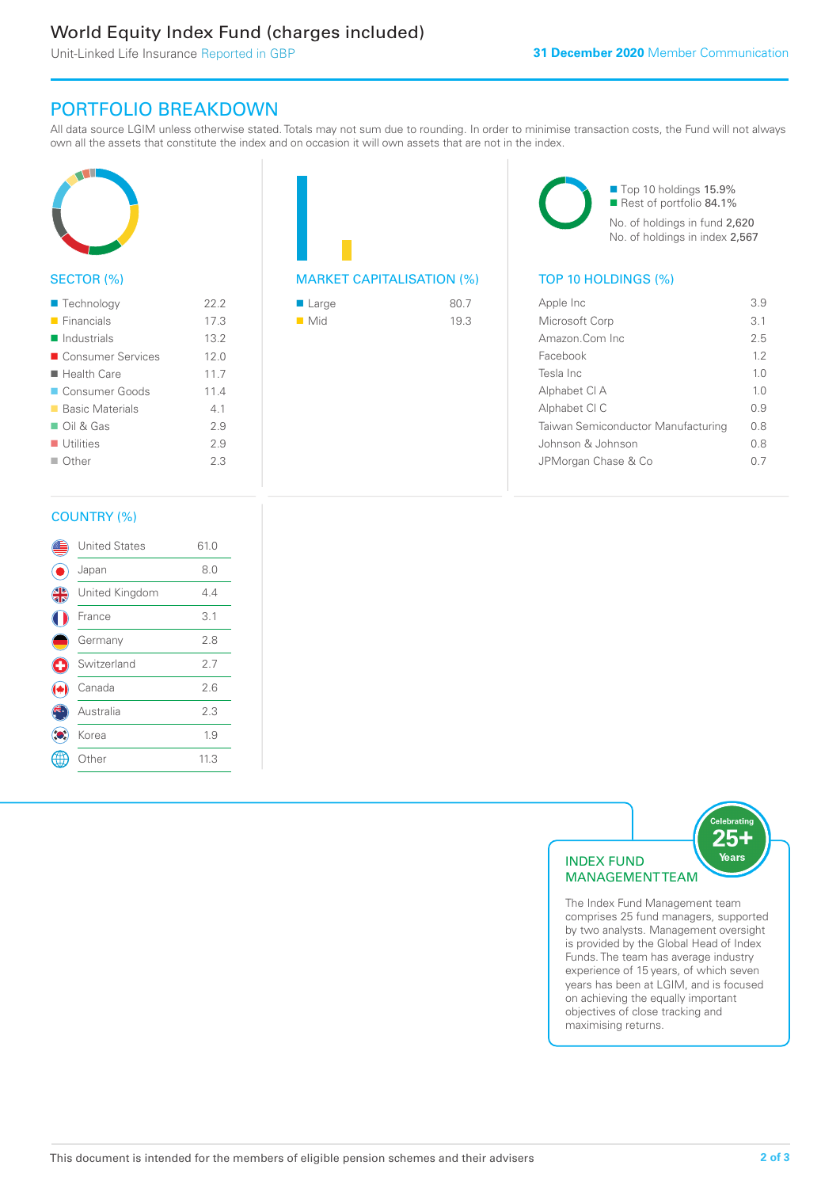# World Equity Index Fund (charges included)

Unit-Linked Life Insurance Reported in GBP

**31 December 2020** Member Communication

## PORTFOLIO BREAKDOWN

All data source LGIM unless otherwise stated. Totals may not sum due to rounding. In order to minimise transaction costs, the Fund will not always own all the assets that constitute the index and on occasion it will own assets that are not in the index.

### SECTOR (%)

| Sector | % |
|---|---|
| Technology | 22.2 |
| Financials | 17.3 |
| Industrials | 13.2 |
| Consumer Services | 12.0 |
| Health Care | 11.7 |
| Consumer Goods | 11.4 |
| Basic Materials | 4.1 |
| Oil & Gas | 2.9 |
| Utilities | 2.9 |
| Other | 2.3 |

### MARKET CAPITALISATION (%)

| Market Capitalisation | % |
|---|---|
| Large | 80.7 |
| Mid | 19.3 |

- Top 10 holdings 15.9%
- Rest of portfolio 84.1%

No. of holdings in fund 2,620

No. of holdings in index 2,567

### TOP 10 HOLDINGS (%)

| Holding | % |
|---|---|
| Apple Inc | 3.9 |
| Microsoft Corp | 3.1 |
| Amazon.Com Inc | 2.5 |
| Facebook | 1.2 |
| Tesla Inc | 1.0 |
| Alphabet Cl A | 1.0 |
| Alphabet Cl C | 0.9 |
| Taiwan Semiconductor Manufacturing | 0.8 |
| Johnson & Johnson | 0.8 |
| JPMorgan Chase & Co | 0.7 |

### COUNTRY (%)

| Country | % |
|---|---|
| United States | 61.0 |
| Japan | 8.0 |
| United Kingdom | 4.4 |
| France | 3.1 |
| Germany | 2.8 |
| Switzerland | 2.7 |
| Canada | 2.6 |
| Australia | 2.3 |
| Korea | 1.9 |
| Other | 11.3 |

### INDEX FUND MANAGEMENT TEAM

Celebrating 25+ Years

The Index Fund Management team comprises 25 fund managers, supported by two analysts. Management oversight is provided by the Global Head of Index Funds. The team has average industry experience of 15 years, of which seven years has been at LGIM, and is focused on achieving the equally important objectives of close tracking and maximising returns.

This document is intended for the members of eligible pension schemes and their advisers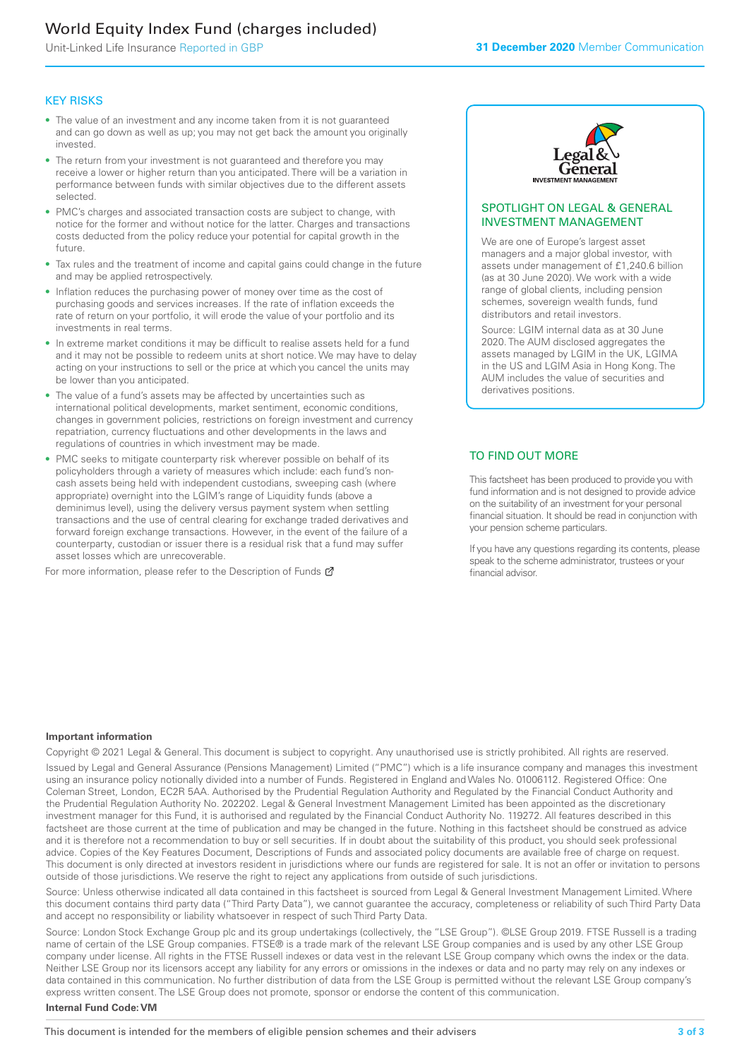## KEY RISKS

- The value of an investment and any income taken from it is not guaranteed and can go down as well as up; you may not get back the amount you originally invested.
- The return from your investment is not guaranteed and therefore you may receive a lower or higher return than you anticipated. There will be a variation in performance between funds with similar objectives due to the different assets selected.
- PMC's charges and associated transaction costs are subject to change, with notice for the former and without notice for the latter. Charges and transactions costs deducted from the policy reduce your potential for capital growth in the future.
- Tax rules and the treatment of income and capital gains could change in the future and may be applied retrospectively.
- Inflation reduces the purchasing power of money over time as the cost of purchasing goods and services increases. If the rate of inflation exceeds the rate of return on your portfolio, it will erode the value of your portfolio and its investments in real terms.
- In extreme market conditions it may be difficult to realise assets held for a fund and it may not be possible to redeem units at short notice. We may have to delay acting on your instructions to sell or the price at which you cancel the units may be lower than you anticipated.
- The value of a fund's assets may be affected by uncertainties such as international political developments, market sentiment, economic conditions, changes in government policies, restrictions on foreign investment and currency repatriation, currency fluctuations and other developments in the laws and regulations of countries in which investment may be made.
- PMC seeks to mitigate counterparty risk wherever possible on behalf of its policyholders through a variety of measures which include: each fund's non-cash assets being held with independent custodians, sweeping cash (where appropriate) overnight into the LGIM's range of Liquidity funds (above a deminimus level), using the delivery versus payment system when settling transactions and the use of central clearing for exchange traded derivatives and forward foreign exchange transactions. However, in the event of the failure of a counterparty, custodian or issuer there is a residual risk that a fund may suffer asset losses which are unrecoverable.

For more information, please refer to the Description of Funds

## SPOTLIGHT ON LEGAL & GENERAL INVESTMENT MANAGEMENT

We are one of Europe's largest asset managers and a major global investor, with assets under management of £1,240.6 billion (as at 30 June 2020). We work with a wide range of global clients, including pension schemes, sovereign wealth funds, fund distributors and retail investors.

Source: LGIM internal data as at 30 June 2020. The AUM disclosed aggregates the assets managed by LGIM in the UK, LGIMA in the US and LGIM Asia in Hong Kong. The AUM includes the value of securities and derivatives positions.

## TO FIND OUT MORE

This factsheet has been produced to provide you with fund information and is not designed to provide advice on the suitability of an investment for your personal financial situation. It should be read in conjunction with your pension scheme particulars.

If you have any questions regarding its contents, please speak to the scheme administrator, trustees or your financial advisor.

**Important information**

Copyright © 2021 Legal & General. This document is subject to copyright. Any unauthorised use is strictly prohibited. All rights are reserved.

Issued by Legal and General Assurance (Pensions Management) Limited ("PMC") which is a life insurance company and manages this investment using an insurance policy notionally divided into a number of Funds. Registered in England and Wales No. 01006112. Registered Office: One Coleman Street, London, EC2R 5AA. Authorised by the Prudential Regulation Authority and Regulated by the Financial Conduct Authority and the Prudential Regulation Authority No. 202202. Legal & General Investment Management Limited has been appointed as the discretionary investment manager for this Fund, it is authorised and regulated by the Financial Conduct Authority No. 119272. All features described in this factsheet are those current at the time of publication and may be changed in the future. Nothing in this factsheet should be construed as advice and it is therefore not a recommendation to buy or sell securities. If in doubt about the suitability of this product, you should seek professional advice. Copies of the Key Features Document, Descriptions of Funds and associated policy documents are available free of charge on request. This document is only directed at investors resident in jurisdictions where our funds are registered for sale. It is not an offer or invitation to persons outside of those jurisdictions. We reserve the right to reject any applications from outside of such jurisdictions.

Source: Unless otherwise indicated all data contained in this factsheet is sourced from Legal & General Investment Management Limited. Where this document contains third party data ("Third Party Data"), we cannot guarantee the accuracy, completeness or reliability of such Third Party Data and accept no responsibility or liability whatsoever in respect of such Third Party Data.

Source: London Stock Exchange Group plc and its group undertakings (collectively, the "LSE Group"). ©LSE Group 2019. FTSE Russell is a trading name of certain of the LSE Group companies. FTSE® is a trade mark of the relevant LSE Group companies and is used by any other LSE Group company under license. All rights in the FTSE Russell indexes or data vest in the relevant LSE Group company which owns the index or the data. Neither LSE Group nor its licensors accept any liability for any errors or omissions in the indexes or data and no party may rely on any indexes or data contained in this communication. No further distribution of data from the LSE Group is permitted without the relevant LSE Group company's express written consent. The LSE Group does not promote, sponsor or endorse the content of this communication.

**Internal Fund Code: VM**